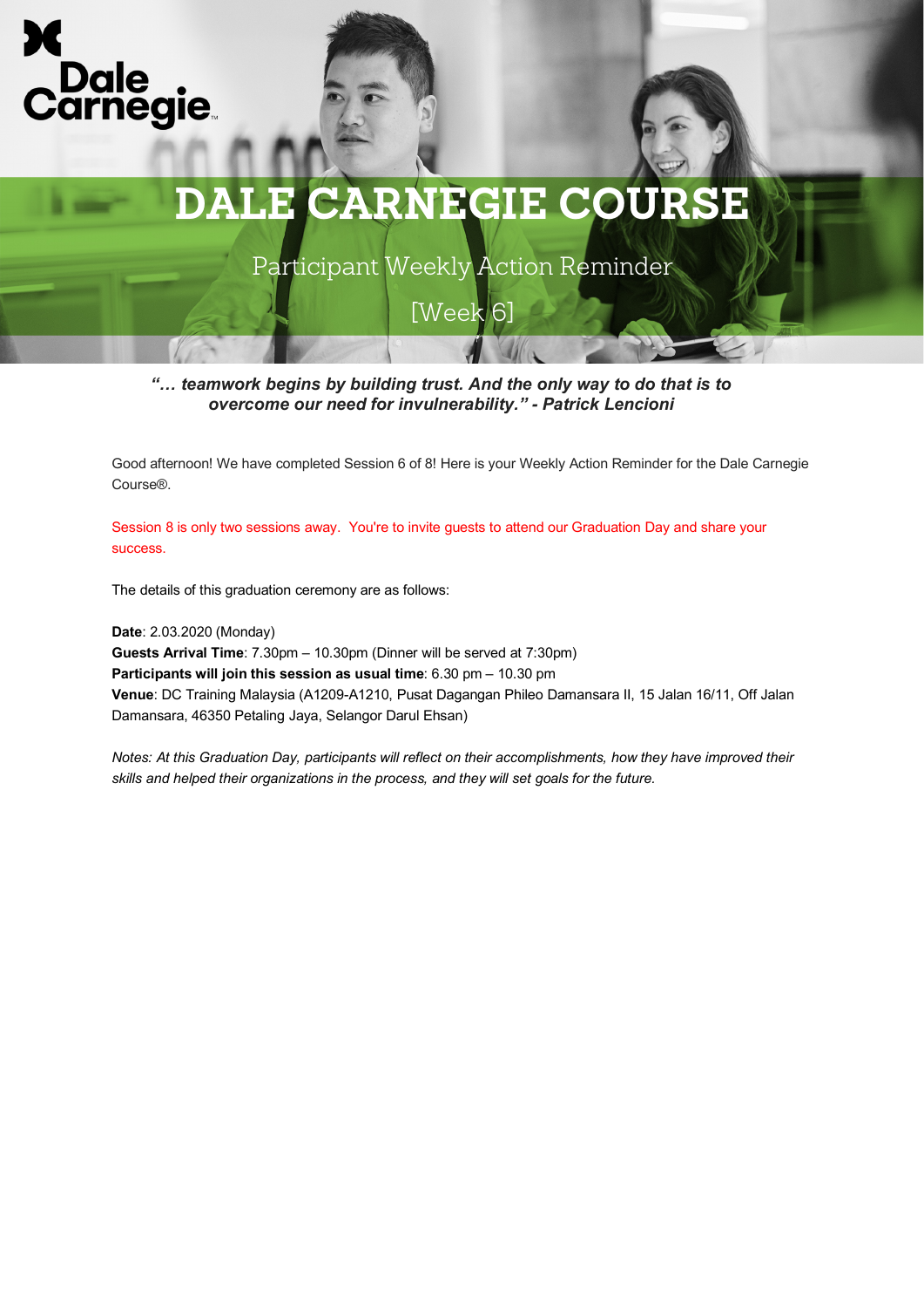# DALE CARNEGIE COURSE

## Participant Weekly Action Reminder

## [Week 6]

***"… teamwork begins by building trust. And the only way to do that is to overcome our need for invulnerability." - Patrick Lencioni***

Good afternoon! We have completed Session 6 of 8! Here is your Weekly Action Reminder for the Dale Carnegie Course®.

Session 8 is only two sessions away. You're to invite guests to attend our Graduation Day and share your success.

The details of this graduation ceremony are as follows:

**Date**: 2.03.2020 (Monday)
**Guests Arrival Time**: 7.30pm – 10.30pm (Dinner will be served at 7:30pm)
**Participants will join this session as usual time**: 6.30 pm – 10.30 pm
**Venue**: DC Training Malaysia (A1209-A1210, Pusat Dagangan Phileo Damansara II, 15 Jalan 16/11, Off Jalan Damansara, 46350 Petaling Jaya, Selangor Darul Ehsan)

*Notes: At this Graduation Day, participants will reflect on their accomplishments, how they have improved their skills and helped their organizations in the process, and they will set goals for the future.*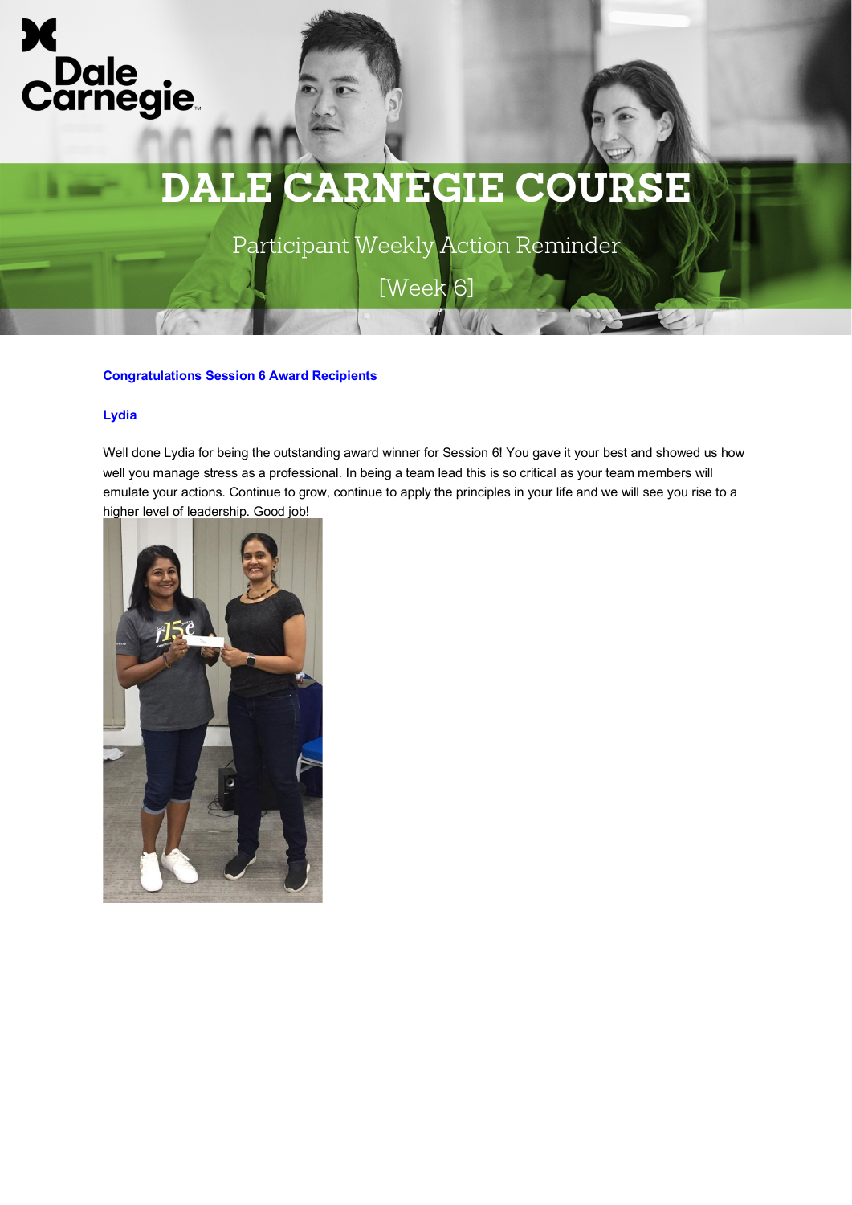# DALE CARNEGIE COURSE

Participant Weekly Action Reminder

[Week 6]

**Congratulations Session 6 Award Recipients**

**Lydia**

Well done Lydia for being the outstanding award winner for Session 6! You gave it your best and showed us how well you manage stress as a professional. In being a team lead this is so critical as your team members will emulate your actions. Continue to grow, continue to apply the principles in your life and we will see you rise to a higher level of leadership. Good job!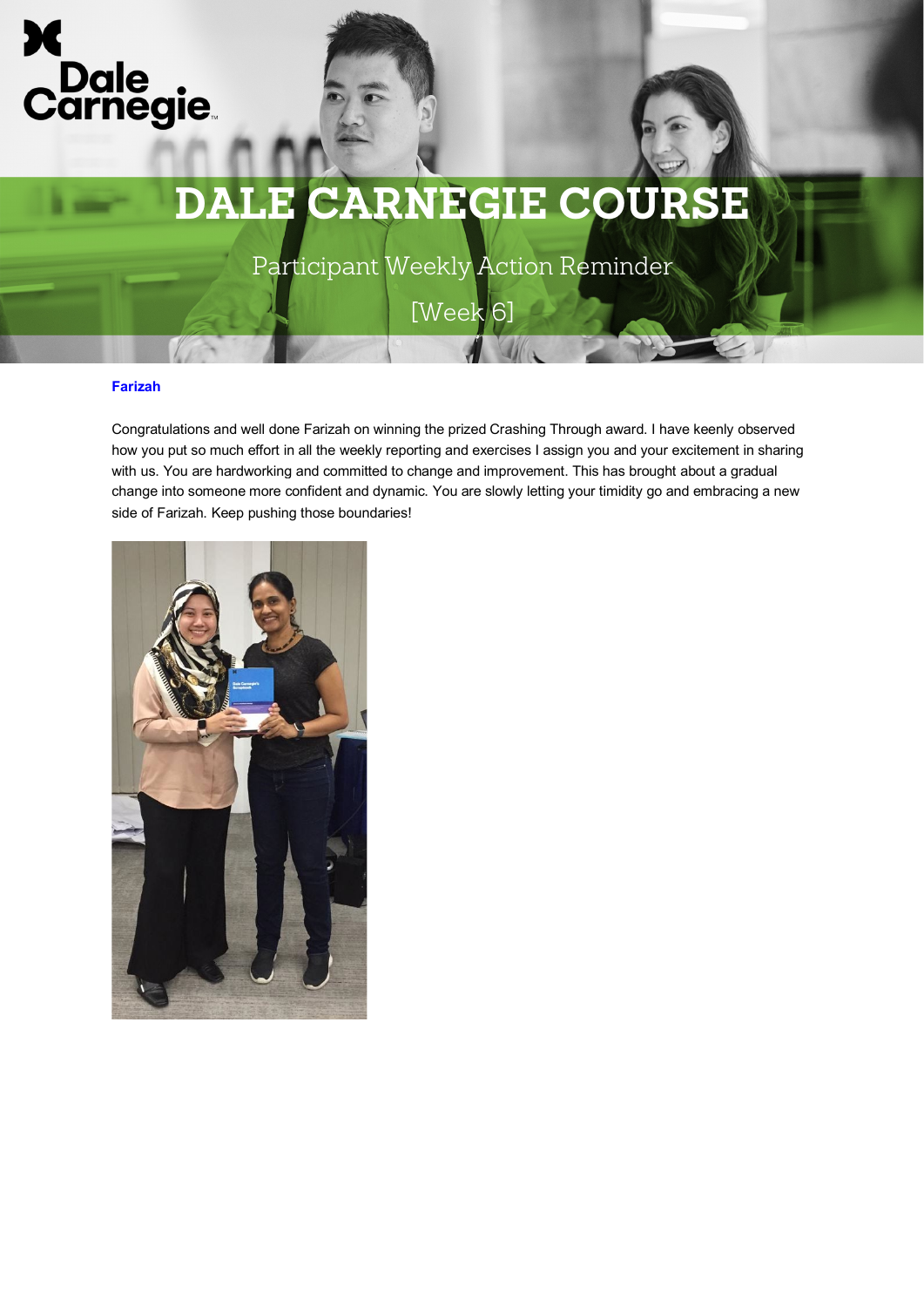# DALE CARNEGIE COURSE

Participant Weekly Action Reminder

[Week 6]

**Farizah**

Congratulations and well done Farizah on winning the prized Crashing Through award. I have keenly observed how you put so much effort in all the weekly reporting and exercises I assign you and your excitement in sharing with us. You are hardworking and committed to change and improvement. This has brought about a gradual change into someone more confident and dynamic. You are slowly letting your timidity go and embracing a new side of Farizah. Keep pushing those boundaries!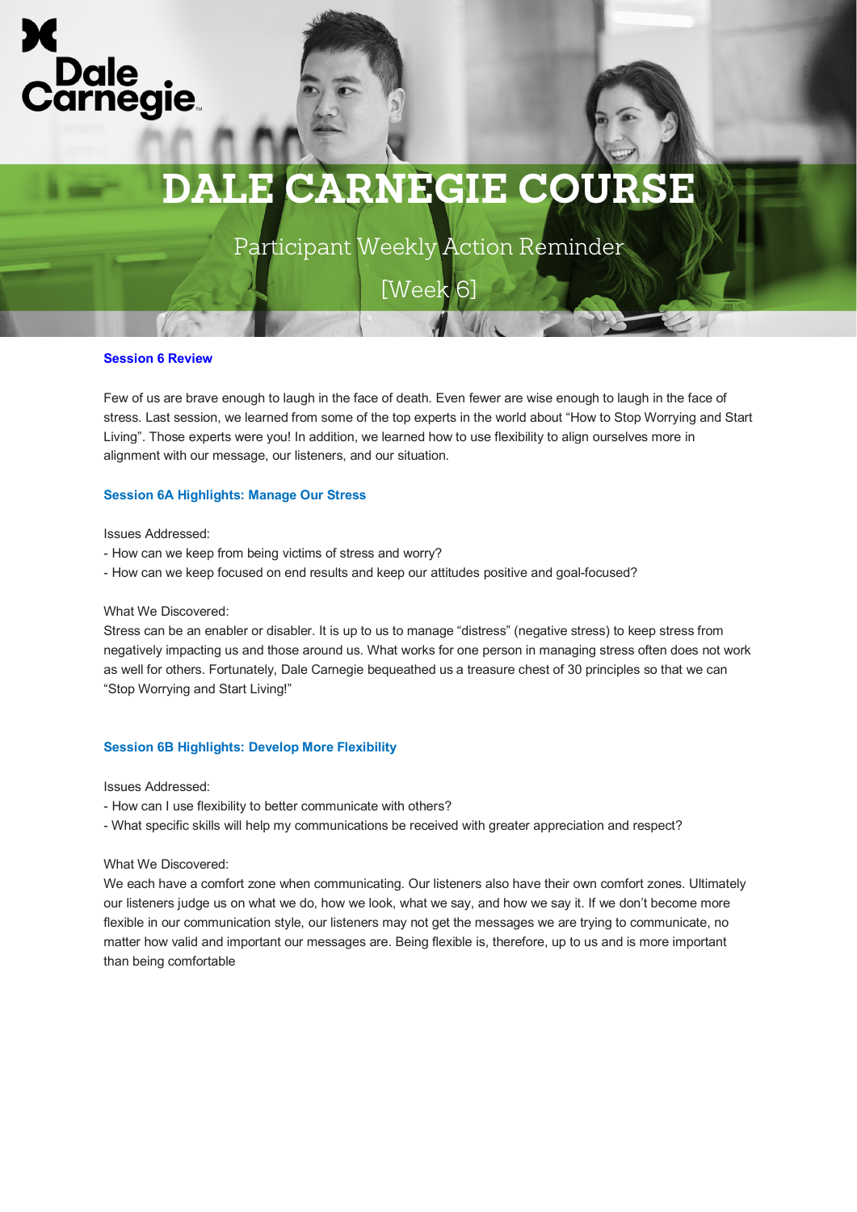# DALE CARNEGIE COURSE

Participant Weekly Action Reminder

[Week 6]

## Session 6 Review

Few of us are brave enough to laugh in the face of death. Even fewer are wise enough to laugh in the face of stress. Last session, we learned from some of the top experts in the world about “How to Stop Worrying and Start Living”. Those experts were you! In addition, we learned how to use flexibility to align ourselves more in alignment with our message, our listeners, and our situation.

### Session 6A Highlights: Manage Our Stress

Issues Addressed:

- How can we keep from being victims of stress and worry?
- How can we keep focused on end results and keep our attitudes positive and goal-focused?

What We Discovered:
Stress can be an enabler or disabler. It is up to us to manage “distress” (negative stress) to keep stress from negatively impacting us and those around us. What works for one person in managing stress often does not work as well for others. Fortunately, Dale Carnegie bequeathed us a treasure chest of 30 principles so that we can “Stop Worrying and Start Living!”

### Session 6B Highlights: Develop More Flexibility

Issues Addressed:

- How can I use flexibility to better communicate with others?
- What specific skills will help my communications be received with greater appreciation and respect?

What We Discovered:
We each have a comfort zone when communicating. Our listeners also have their own comfort zones. Ultimately our listeners judge us on what we do, how we look, what we say, and how we say it. If we don’t become more flexible in our communication style, our listeners may not get the messages we are trying to communicate, no matter how valid and important our messages are. Being flexible is, therefore, up to us and is more important than being comfortable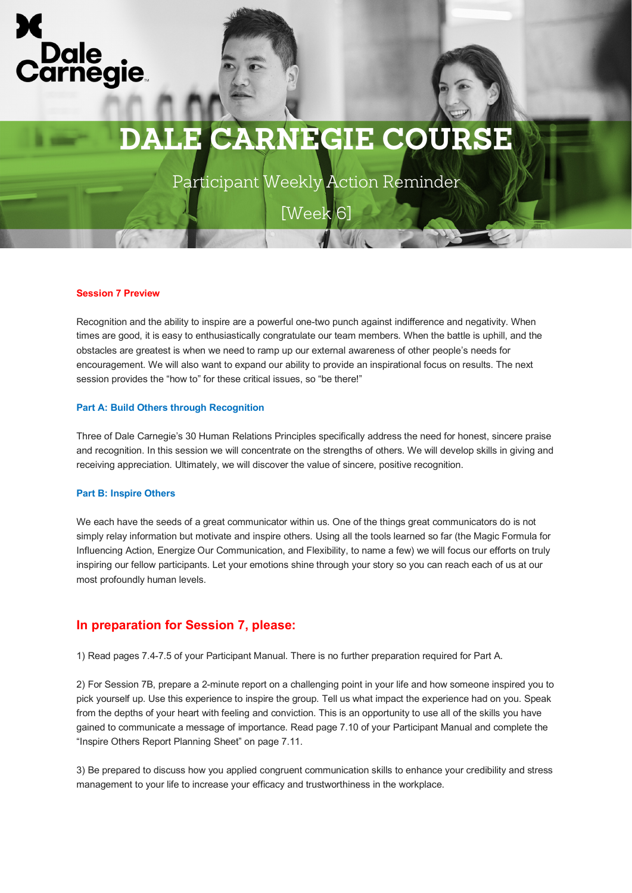# DALE CARNEGIE COURSE

Participant Weekly Action Reminder

[Week 6]

**Session 7 Preview**

Recognition and the ability to inspire are a powerful one-two punch against indifference and negativity. When times are good, it is easy to enthusiastically congratulate our team members. When the battle is uphill, and the obstacles are greatest is when we need to ramp up our external awareness of other people's needs for encouragement. We will also want to expand our ability to provide an inspirational focus on results. The next session provides the "how to" for these critical issues, so "be there!"

**Part A: Build Others through Recognition**

Three of Dale Carnegie's 30 Human Relations Principles specifically address the need for honest, sincere praise and recognition. In this session we will concentrate on the strengths of others. We will develop skills in giving and receiving appreciation. Ultimately, we will discover the value of sincere, positive recognition.

**Part B: Inspire Others**

We each have the seeds of a great communicator within us. One of the things great communicators do is not simply relay information but motivate and inspire others. Using all the tools learned so far (the Magic Formula for Influencing Action, Energize Our Communication, and Flexibility, to name a few) we will focus our efforts on truly inspiring our fellow participants. Let your emotions shine through your story so you can reach each of us at our most profoundly human levels.

## In preparation for Session 7, please:

1) Read pages 7.4-7.5 of your Participant Manual. There is no further preparation required for Part A.

2) For Session 7B, prepare a 2-minute report on a challenging point in your life and how someone inspired you to pick yourself up. Use this experience to inspire the group. Tell us what impact the experience had on you. Speak from the depths of your heart with feeling and conviction. This is an opportunity to use all of the skills you have gained to communicate a message of importance. Read page 7.10 of your Participant Manual and complete the "Inspire Others Report Planning Sheet" on page 7.11.

3) Be prepared to discuss how you applied congruent communication skills to enhance your credibility and stress management to your life to increase your efficacy and trustworthiness in the workplace.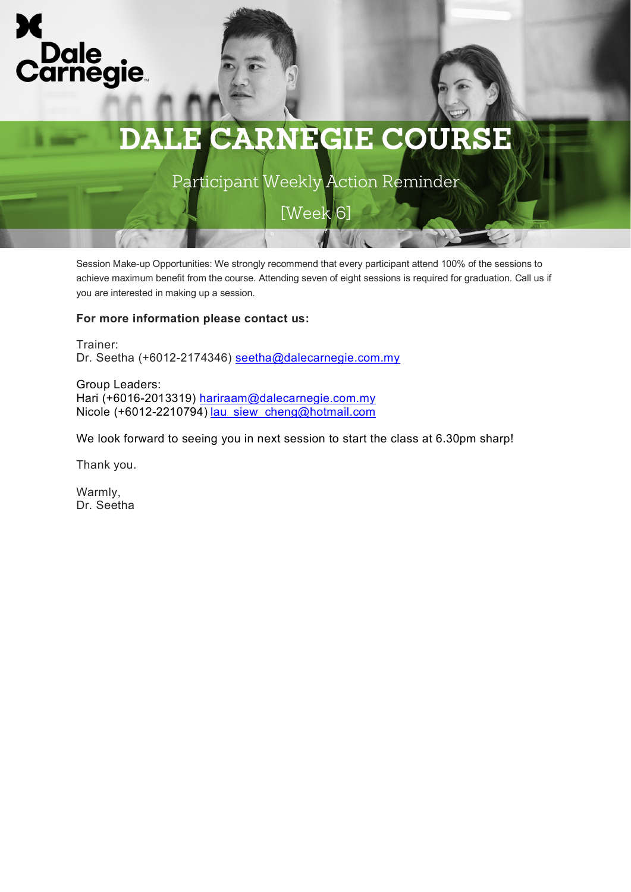# DALE CARNEGIE COURSE

## Participant Weekly Action Reminder

## [Week 6]

Session Make-up Opportunities: We strongly recommend that every participant attend 100% of the sessions to achieve maximum benefit from the course. Attending seven of eight sessions is required for graduation. Call us if you are interested in making up a session.

**For more information please contact us:**

Trainer:
Dr. Seetha (+6012-2174346) seetha@dalecarnegie.com.my

Group Leaders:
Hari (+6016-2013319) hariraam@dalecarnegie.com.my
Nicole (+6012-2210794) lau_siew_cheng@hotmail.com

We look forward to seeing you in next session to start the class at 6.30pm sharp!

Thank you.

Warmly,
Dr. Seetha